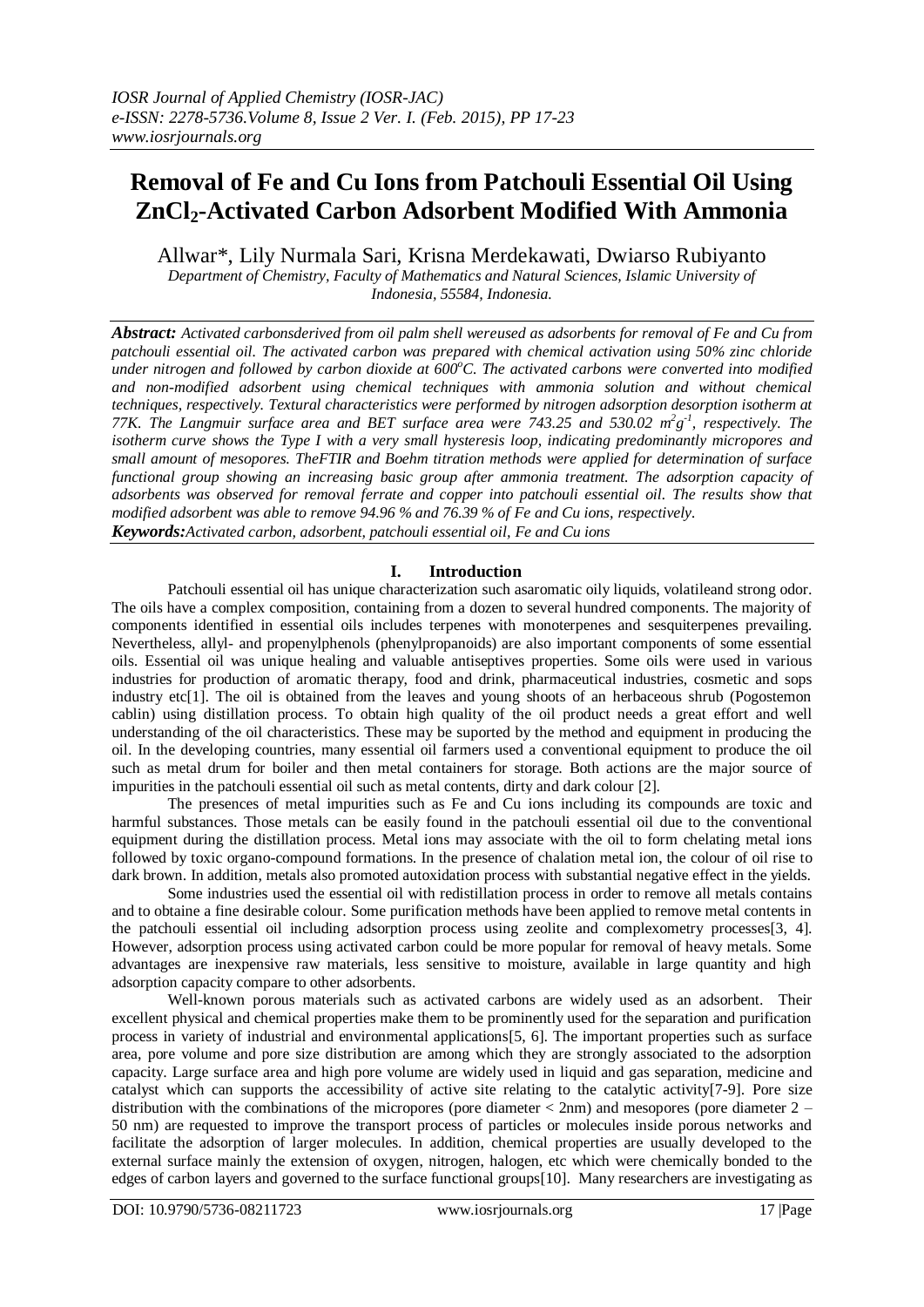# Removal of Fe and Cu Ions from Patchouli Essential Oil Using $ZnCl_2$-Activated Carbon Adsorbent Modified With Ammonia

Allwar*, Lily Nurmala Sari, Krisna Merdekawati, Dwiarso Rubiyanto

*Department of Chemistry, Faculty of Mathematics and Natural Sciences, Islamic University of Indonesia, 55584, Indonesia.*

***Abstract:*** *Activated carbonsderived from oil palm shell wereused as adsorbents for removal of Fe and Cu from patchouli essential oil. The activated carbon was prepared with chemical activation using 50% zinc chloride under nitrogen and followed by carbon dioxide at 600$^oC$. The activated carbons were converted into modified and non-modified adsorbent using chemical techniques with ammonia solution and without chemical techniques, respectively. Textural characteristics were performed by nitrogen adsorption desorption isotherm at 77K. The Langmuir surface area and BET surface area were 743.25 and 530.02 $m^2g^{-1}$, respectively. The isotherm curve shows the Type I with a very small hysteresis loop, indicating predominantly micropores and small amount of mesopores. TheFTIR and Boehm titration methods were applied for determination of surface functional group showing an increasing basic group after ammonia treatment. The adsorption capacity of adsorbents was observed for removal ferrate and copper into patchouli essential oil. The results show that modified adsorbent was able to remove 94.96 % and 76.39 % of Fe and Cu ions, respectively.*

***Keywords:****Activated carbon, adsorbent, patchouli essential oil, Fe and Cu ions*

## I. Introduction

Patchouli essential oil has unique characterization such asaromatic oily liquids, volatileand strong odor. The oils have a complex composition, containing from a dozen to several hundred components. The majority of components identified in essential oils includes terpenes with monoterpenes and sesquiterpenes prevailing. Nevertheless, allyl- and propenylphenols (phenylpropanoids) are also important components of some essential oils. Essential oil was unique healing and valuable antiseptives properties. Some oils were used in various industries for production of aromatic therapy, food and drink, pharmaceutical industries, cosmetic and sops industry etc[1]. The oil is obtained from the leaves and young shoots of an herbaceous shrub (Pogostemon cablin) using distillation process. To obtain high quality of the oil product needs a great effort and well understanding of the oil characteristics. These may be suported by the method and equipment in producing the oil. In the developing countries, many essential oil farmers used a conventional equipment to produce the oil such as metal drum for boiler and then metal containers for storage. Both actions are the major source of impurities in the patchouli essential oil such as metal contents, dirty and dark colour [2].

The presences of metal impurities such as Fe and Cu ions including its compounds are toxic and harmful substances. Those metals can be easily found in the patchouli essential oil due to the conventional equipment during the distillation process. Metal ions may associate with the oil to form chelating metal ions followed by toxic organo-compound formations. In the presence of chalation metal ion, the colour of oil rise to dark brown. In addition, metals also promoted autoxidation process with substantial negative effect in the yields.

Some industries used the essential oil with redistillation process in order to remove all metals contains and to obtaine a fine desirable colour. Some purification methods have been applied to remove metal contents in the patchouli essential oil including adsorption process using zeolite and complexometry processes[3, 4]. However, adsorption process using activated carbon could be more popular for removal of heavy metals. Some advantages are inexpensive raw materials, less sensitive to moisture, available in large quantity and high adsorption capacity compare to other adsorbents.

Well-known porous materials such as activated carbons are widely used as an adsorbent. Their excellent physical and chemical properties make them to be prominently used for the separation and purification process in variety of industrial and environmental applications[5, 6]. The important properties such as surface area, pore volume and pore size distribution are among which they are strongly associated to the adsorption capacity. Large surface area and high pore volume are widely used in liquid and gas separation, medicine and catalyst which can supports the accessibility of active site relating to the catalytic activity[7-9]. Pore size distribution with the combinations of the micropores (pore diameter < 2nm) and mesopores (pore diameter 2 – 50 nm) are requested to improve the transport process of particles or molecules inside porous networks and facilitate the adsorption of larger molecules. In addition, chemical properties are usually developed to the external surface mainly the extension of oxygen, nitrogen, halogen, etc which were chemically bonded to the edges of carbon layers and governed to the surface functional groups[10]. Many researchers are investigating as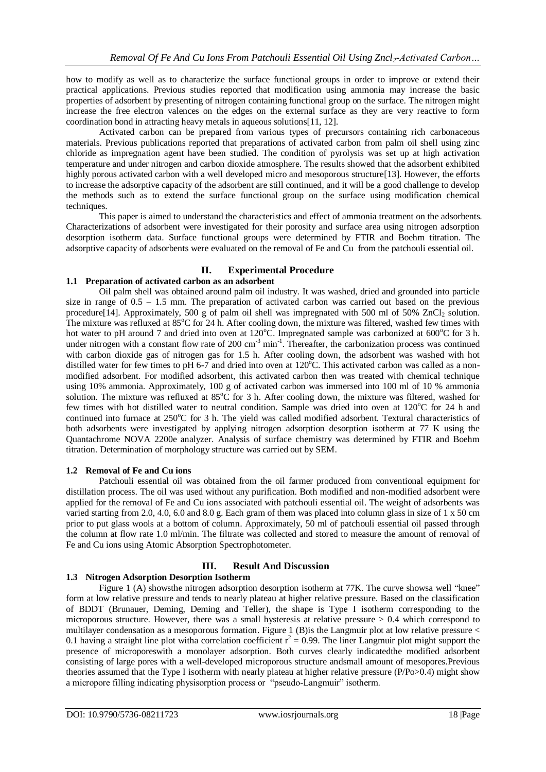how to modify as well as to characterize the surface functional groups in order to improve or extend their practical applications. Previous studies reported that modification using ammonia may increase the basic properties of adsorbent by presenting of nitrogen containing functional group on the surface. The nitrogen might increase the free electron valences on the edges on the external surface as they are very reactive to form coordination bond in attracting heavy metals in aqueous solutions[11, 12].

Activated carbon can be prepared from various types of precursors containing rich carbonaceous materials. Previous publications reported that preparations of activated carbon from palm oil shell using zinc chloride as impregnation agent have been studied. The condition of pyrolysis was set up at high activation temperature and under nitrogen and carbon dioxide atmosphere. The results showed that the adsorbent exhibited highly porous activated carbon with a well developed micro and mesoporous structure[13]. However, the efforts to increase the adsorptive capacity of the adsorbent are still continued, and it will be a good challenge to develop the methods such as to extend the surface functional group on the surface using modification chemical techniques.

This paper is aimed to understand the characteristics and effect of ammonia treatment on the adsorbents. Characterizations of adsorbent were investigated for their porosity and surface area using nitrogen adsorption desorption isotherm data. Surface functional groups were determined by FTIR and Boehm titration. The adsorptive capacity of adsorbents were evaluated on the removal of Fe and Cu from the patchouli essential oil.

## II. Experimental Procedure

### 1.1 Preparation of activated carbon as an adsorbent

Oil palm shell was obtained around palm oil industry. It was washed, dried and grounded into particle size in range of 0.5 – 1.5 mm. The preparation of activated carbon was carried out based on the previous procedure[14]. Approximately, 500 g of palm oil shell was impregnated with 500 ml of 50% $ZnCl_2$ solution. The mixture was refluxed at 85°C for 24 h. After cooling down, the mixture was filtered, washed few times with hot water to pH around 7 and dried into oven at 120°C. Impregnated sample was carbonized at 600°C for 3 h. under nitrogen with a constant flow rate of 200 $cm^{-3}$ $min^{-1}$. Thereafter, the carbonization process was continued with carbon dioxide gas of nitrogen gas for 1.5 h. After cooling down, the adsorbent was washed with hot distilled water for few times to pH 6-7 and dried into oven at 120°C. This activated carbon was called as a non-modified adsorbent. For modified adsorbent, this activated carbon then was treated with chemical technique using 10% ammonia. Approximately, 100 g of activated carbon was immersed into 100 ml of 10 % ammonia solution. The mixture was refluxed at 85°C for 3 h. After cooling down, the mixture was filtered, washed for few times with hot distilled water to neutral condition. Sample was dried into oven at 120°C for 24 h and continued into furnace at 250°C for 3 h. The yield was called modified adsorbent. Textural characteristics of both adsorbents were investigated by applying nitrogen adsorption desorption isotherm at 77 K using the Quantachrome NOVA 2200e analyzer. Analysis of surface chemistry was determined by FTIR and Boehm titration. Determination of morphology structure was carried out by SEM.

### 1.2 Removal of Fe and Cu ions

Patchouli essential oil was obtained from the oil farmer produced from conventional equipment for distillation process. The oil was used without any purification. Both modified and non-modified adsorbent were applied for the removal of Fe and Cu ions associated with patchouli essential oil. The weight of adsorbents was varied starting from 2.0, 4.0, 6.0 and 8.0 g. Each gram of them was placed into column glass in size of 1 x 50 cm prior to put glass wools at a bottom of column. Approximately, 50 ml of patchouli essential oil passed through the column at flow rate 1.0 ml/min. The filtrate was collected and stored to measure the amount of removal of Fe and Cu ions using Atomic Absorption Spectrophotometer.

## III. Result And Discussion

### 1.3 Nitrogen Adsorption Desorption Isotherm

Figure 1 (A) showsthe nitrogen adsorption desorption isotherm at 77K. The curve showsa well "knee" form at low relative pressure and tends to nearly plateau at higher relative pressure. Based on the classification of BDDT (Brunauer, Deming, Deming and Teller), the shape is Type I isotherm corresponding to the microporous structure. However, there was a small hysteresis at relative pressure > 0.4 which correspond to multilayer condensation as a mesoporous formation. Figure 1 (B)is the Langmuir plot at low relative pressure < 0.1 having a straight line plot witha correlation coefficient $r^2 = 0.99$. The liner Langmuir plot might support the presence of microporeswith a monolayer adsorption. Both curves clearly indicatedthe modified adsorbent consisting of large pores with a well-developed microporous structure andsmall amount of mesopores.Previous theories assumed that the Type I isotherm with nearly plateau at higher relative pressure (P/Po>0.4) might show a micropore filling indicating physisorption process or "pseudo-Langmuir" isotherm.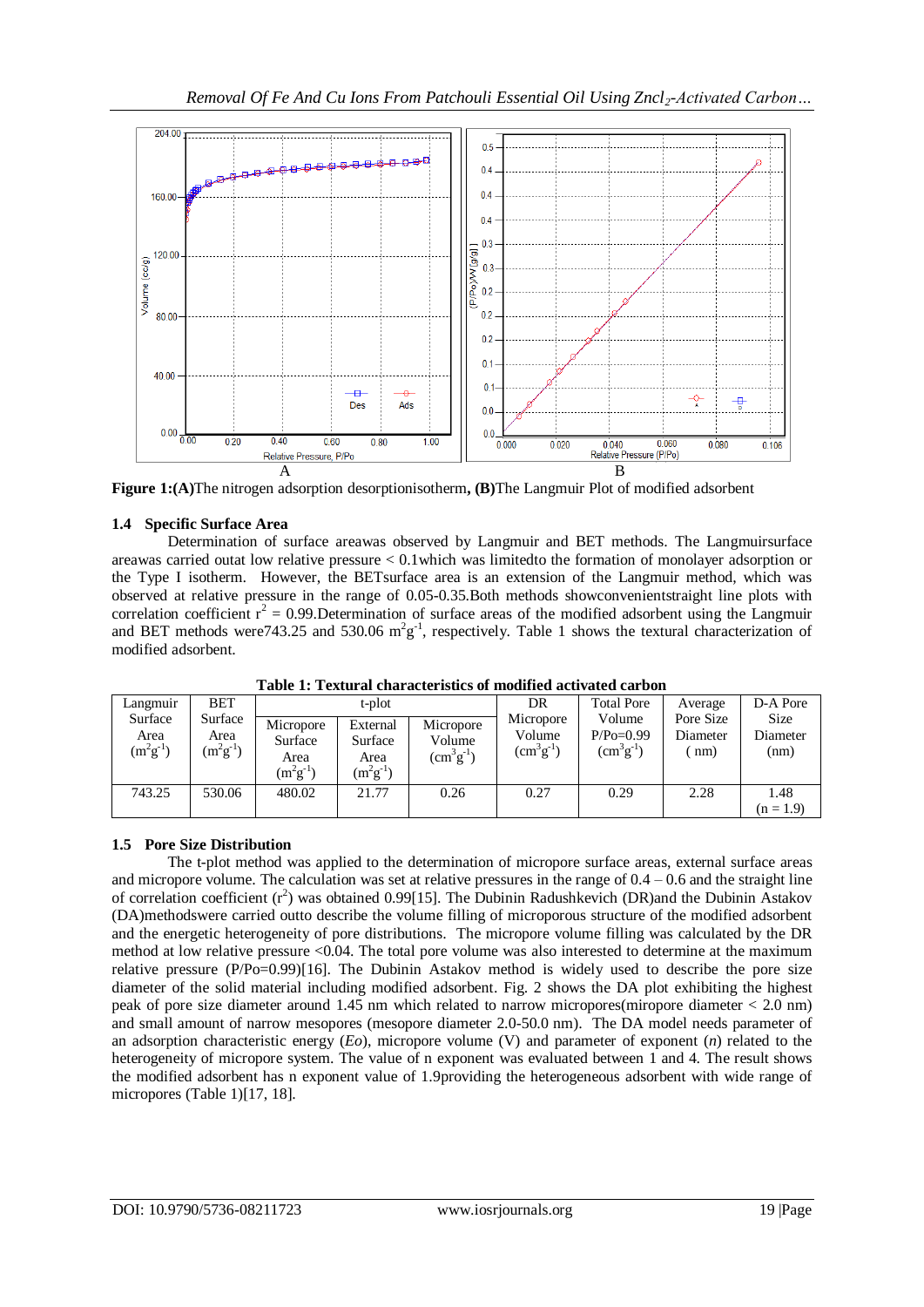**Figure 1:(A)**The nitrogen adsorption desorptionisotherm**, (B)**The Langmuir Plot of modified adsorbent

### 1.4 Specific Surface Area

Determination of surface areawas observed by Langmuir and BET methods. The Langmuirsurface areawas carried outat low relative pressure < 0.1which was limitedto the formation of monolayer adsorption or the Type I isotherm. However, the BETsurface area is an extension of the Langmuir method, which was observed at relative pressure in the range of 0.05-0.35.Both methods showconvenientstraight line plots with correlation coefficient $r^2$ = 0.99.Determination of surface areas of the modified adsorbent using the Langmuir and BET methods were743.25 and 530.06 $m^2g^{-1}$, respectively. Table 1 shows the textural characterization of modified adsorbent.

**Table 1: Textural characteristics of modified activated carbon**

| Langmuir Surface Area ($m^2g^{-1}$) | BET Surface Area ($m^2g^{-1}$) | t-plot | | | DR Micropore Volume ($cm^3g^{-1}$) | Total Pore Volume P/Po=0.99 ($cm^3g^{-1}$) | Average Pore Size Diameter ( nm) | D-A Pore Size Diameter (nm) |
|---|---|---|---|---|---|---|---|---|
| | | Micropore Surface Area ($m^2g^{-1}$) | External Surface Area ($m^2g^{-1}$) | Micropore Volume ($cm^3g^{-1}$) | | | | |
| 743.25 | 530.06 | 480.02 | 21.77 | 0.26 | 0.27 | 0.29 | 2.28 | 1.48 (n = 1.9) |

### 1.5 Pore Size Distribution

The t-plot method was applied to the determination of micropore surface areas, external surface areas and micropore volume. The calculation was set at relative pressures in the range of 0.4 – 0.6 and the straight line of correlation coefficient ($r^2$) was obtained 0.99[15]. The Dubinin Radushkevich (DR)and the Dubinin Astakov (DA)methodswere carried outto describe the volume filling of microporous structure of the modified adsorbent and the energetic heterogeneity of pore distributions. The micropore volume filling was calculated by the DR method at low relative pressure <0.04. The total pore volume was also interested to determine at the maximum relative pressure (P/Po=0.99)[16]. The Dubinin Astakov method is widely used to describe the pore size diameter of the solid material including modified adsorbent. Fig. 2 shows the DA plot exhibiting the highest peak of pore size diameter around 1.45 nm which related to narrow micropores(miropore diameter < 2.0 nm) and small amount of narrow mesopores (mesopore diameter 2.0-50.0 nm). The DA model needs parameter of an adsorption characteristic energy (*Eo*), micropore volume (V) and parameter of exponent (*n*) related to the heterogeneity of micropore system. The value of n exponent was evaluated between 1 and 4. The result shows the modified adsorbent has n exponent value of 1.9providing the heterogeneous adsorbent with wide range of micropores (Table 1)[17, 18].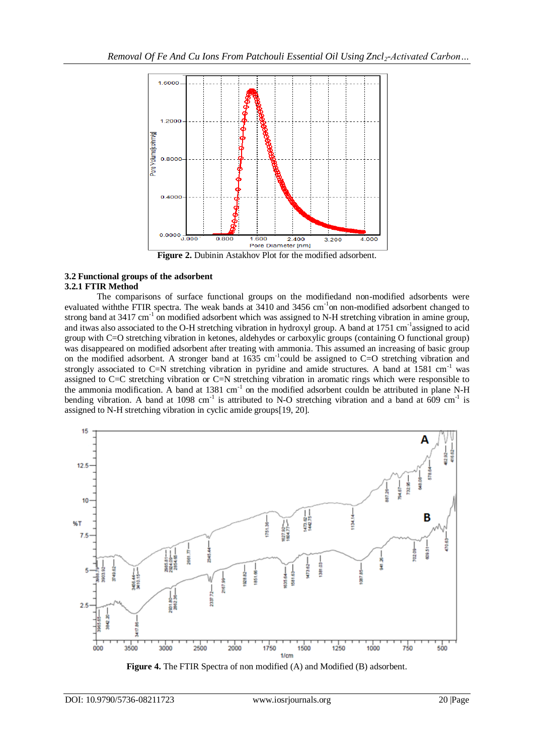**Figure 2.** Dubinin Astakhov Plot for the modified adsorbent.

### 3.2 Functional groups of the adsorbent

#### 3.2.1 FTIR Method

The comparisons of surface functional groups on the modifiedand non-modified adsorbents were evaluated withthe FTIR spectra. The weak bands at 3410 and 3456 cm$^{-1}$on non-modified adsorbent changed to strong band at 3417 cm$^{-1}$ on modified adsorbent which was assigned to N-H stretching vibration in amine group, and itwas also associated to the O-H stretching vibration in hydroxyl group. A band at 1751 cm$^{-1}$assigned to acid group with C=O stretching vibration in ketones, aldehydes or carboxylic groups (containing O functional group) was disappeared on modified adsorbent after treating with ammonia. This assumed an increasing of basic group on the modified adsorbent. A stronger band at 1635 cm$^{-1}$could be assigned to C=O stretching vibration and strongly associated to C=N stretching vibration in pyridine and amide structures. A band at 1581 cm$^{-1}$ was assigned to C=C stretching vibration or C=N stretching vibration in aromatic rings which were responsible to the ammonia modification. A band at 1381 cm$^{-1}$ on the modified adsorbent couldn be attributed in plane N-H bending vibration. A band at 1098 cm$^{-1}$ is attributed to N-O stretching vibration and a band at 609 cm$^{-1}$ is assigned to N-H stretching vibration in cyclic amide groups[19, 20].

**Figure 4.** The FTIR Spectra of non modified (A) and Modified (B) adsorbent.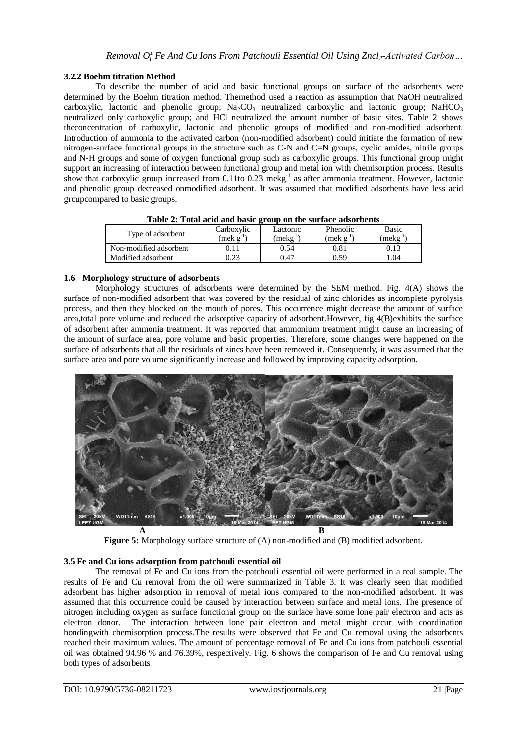### 3.2.2 Boehm titration Method

To describe the number of acid and basic functional groups on surface of the adsorbents were determined by the Boehm titration method. Themethod used a reaction as assumption that NaOH neutralized carboxylic, lactonic and phenolic group; $Na_2CO_3$ neutralized carboxylic and lactonic group; $NaHCO_3$ neutralized only carboxylic group; and HCl neutralized the amount number of basic sites. Table 2 shows theconcentration of carboxylic, lactonic and phenolic groups of modified and non-modified adsorbent. Introduction of ammonia to the activated carbon (non-modified adsorbent) could initiate the formation of new nitrogen-surface functional groups in the structure such as C-N and C=N groups, cyclic amides, nitrile groups and N-H groups and some of oxygen functional group such as carboxylic groups. This functional group might support an increasing of interaction between functional group and metal ion with chemisorption process. Results show that carboxylic group increased from 0.11to 0.23 $mekg^{-1}$ as after ammonia treatment. However, lactonic and phenolic group decreased onmodified adsorbent. It was assumed that modified adsorbents have less acid groupcompared to basic groups.

**Table 2: Total acid and basic group on the surface adsorbents**

| Type of adsorbent | Carboxylic ($mek\ g^{-1}$) | Lactonic ($mekg^{-1}$) | Phenolic ($mek\ g^{-1}$) | Basic ($mekg^{-1}$) |
|---|---|---|---|---|
| Non-modified adsorbent | 0.11 | 0.54 | 0.81 | 0.13 |
| Modified adsorbent | 0.23 | 0.47 | 0.59 | 1.04 |

### 1.6 Morphology structure of adsorbents

Morphology structures of adsorbents were determined by the SEM method. Fig. 4(A) shows the surface of non-modified adsorbent that was covered by the residual of zinc chlorides as incomplete pyrolysis process, and then they blocked on the mouth of pores. This occurrence might decrease the amount of surface area,total pore volume and reduced the adsorptive capacity of adsorbent.However, fig 4(B)exhibits the surface of adsorbent after ammonia treatment. It was reported that ammonium treatment might cause an increasing of the amount of surface area, pore volume and basic properties. Therefore, some changes were happened on the surface of adsorbents that all the residuals of zincs have been removed it. Consequently, it was assumed that the surface area and pore volume significantly increase and followed by improving capacity adsorption.

**Figure 5:** Morphology surface structure of (A) non-modified and (B) modified adsorbent.

### 3.5 Fe and Cu ions adsorption from patchouli essential oil

The removal of Fe and Cu ions from the patchouli essential oil were performed in a real sample. The results of Fe and Cu removal from the oil were summarized in Table 3. It was clearly seen that modified adsorbent has higher adsorption in removal of metal ions compared to the non-modified adsorbent. It was assumed that this occurrence could be caused by interaction between surface and metal ions. The presence of nitrogen including oxygen as surface functional group on the surface have some lone pair electron and acts as electron donor. The interaction between lone pair electron and metal might occur with coordination bondingwith chemisorption process.The results were observed that Fe and Cu removal using the adsorbents reached their maximum values. The amount of percentage removal of Fe and Cu ions from patchouli essential oil was obtained 94.96 % and 76.39%, respectively. Fig. 6 shows the comparison of Fe and Cu removal using both types of adsorbents.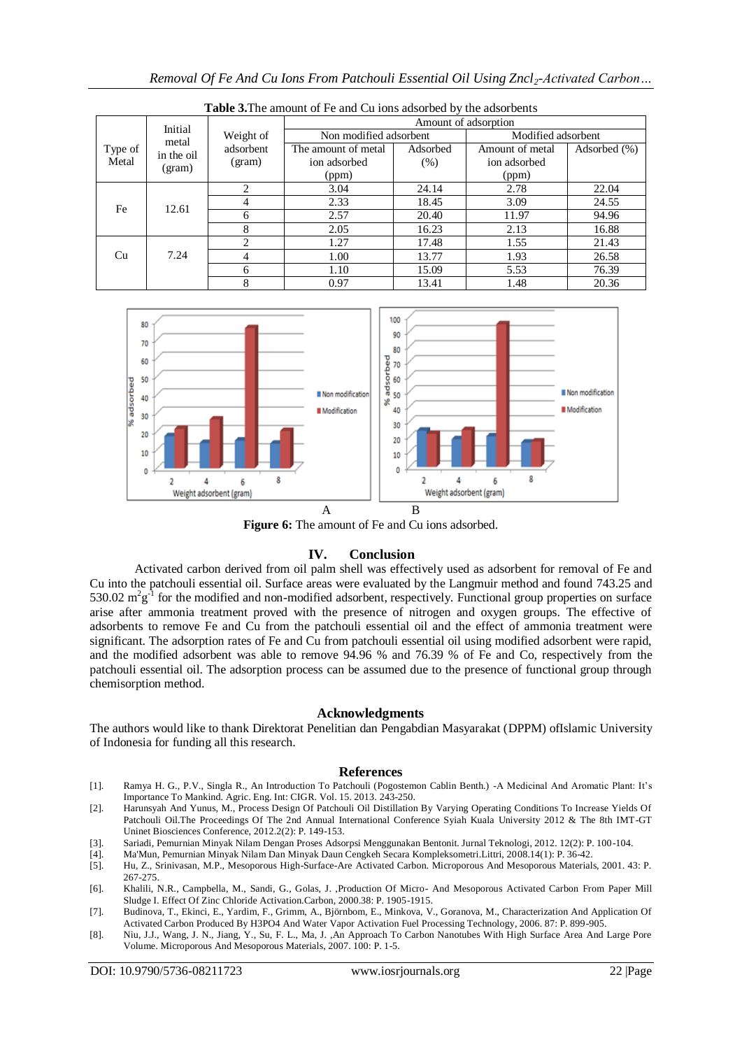**Table 3.** The amount of Fe and Cu ions adsorbed by the adsorbents

| Type of Metal | Initial metal in the oil (gram) | Weight of adsorbent (gram) | Amount of adsorption | | | |
|---|---|---|---|---|---|---|
| | | | Non modified adsorbent | | Modified adsorbent | |
| | | | The amount of metal ion adsorbed (ppm) | Adsorbed (%) | Amount of metal ion adsorbed (ppm) | Adsorbed (%) |
| Fe | 12.61 | 2 | 3.04 | 24.14 | 2.78 | 22.04 |
| | | 4 | 2.33 | 18.45 | 3.09 | 24.55 |
| | | 6 | 2.57 | 20.40 | 11.97 | 94.96 |
| | | 8 | 2.05 | 16.23 | 2.13 | 16.88 |
| Cu | 7.24 | 2 | 1.27 | 17.48 | 1.55 | 21.43 |
| | | 4 | 1.00 | 13.77 | 1.93 | 26.58 |
| | | 6 | 1.10 | 15.09 | 5.53 | 76.39 |
| | | 8 | 0.97 | 13.41 | 1.48 | 20.36 |

A B

**Figure 6:** The amount of Fe and Cu ions adsorbed.

## IV. Conclusion

Activated carbon derived from oil palm shell was effectively used as adsorbent for removal of Fe and Cu into the patchouli essential oil. Surface areas were evaluated by the Langmuir method and found 743.25 and 530.02 $m^2g^{-1}$ for the modified and non-modified adsorbent, respectively. Functional group properties on surface arise after ammonia treatment proved with the presence of nitrogen and oxygen groups. The effective of adsorbents to remove Fe and Cu from the patchouli essential oil and the effect of ammonia treatment were significant. The adsorption rates of Fe and Cu from patchouli essential oil using modified adsorbent were rapid, and the modified adsorbent was able to remove 94.96 % and 76.39 % of Fe and Co, respectively from the patchouli essential oil. The adsorption process can be assumed due to the presence of functional group through chemisorption method.

## Acknowledgments

The authors would like to thank Direktorat Penelitian dan Pengabdian Masyarakat (DPPM) ofIslamic University of Indonesia for funding all this research.

## References

[1]. Ramya H. G., P.V., Singla R., An Introduction To Patchouli (Pogostemon Cablin Benth.) -A Medicinal And Aromatic Plant: It's Importance To Mankind. Agric. Eng. Int: CIGR. Vol. 15. 2013. 243-250.

[2]. Harunsyah And Yunus, M., Process Design Of Patchouli Oil Distillation By Varying Operating Conditions To Increase Yields Of Patchouli Oil.The Proceedings Of The 2nd Annual International Conference Syiah Kuala University 2012 & The 8th IMT-GT Uninet Biosciences Conference, 2012.2(2): P. 149-153.

[3]. Sariadi, Pemurnian Minyak Nilam Dengan Proses Adsorpsi Menggunakan Bentonit. Jurnal Teknologi, 2012. 12(2): P. 100-104.

[4]. Ma'Mun, Pemurnian Minyak Nilam Dan Minyak Daun Cengkeh Secara Kompleksometri.Littri, 2008.14(1): P. 36-42.

[5]. Hu, Z., Srinivasan, M.P., Mesoporous High-Surface-Are Activated Carbon. Microporous And Mesoporous Materials, 2001. 43: P. 267-275.

[6]. Khalili, N.R., Campbella, M., Sandi, G., Golas, J. ,Production Of Micro- And Mesoporous Activated Carbon From Paper Mill Sludge I. Effect Of Zinc Chloride Activation.Carbon, 2000.38: P. 1905-1915.

[7]. Budinova, T., Ekinci, E., Yardim, F., Grimm, A., Björnbom, E., Minkova, V., Goranova, M., Characterization And Application Of Activated Carbon Produced By H3PO4 And Water Vapor Activation Fuel Processing Technology, 2006. 87: P. 899-905.

[8]. Niu, J.J., Wang, J. N., Jiang, Y., Su, F. L., Ma, J. ,An Approach To Carbon Nanotubes With High Surface Area And Large Pore Volume. Microporous And Mesoporous Materials, 2007. 100: P. 1-5.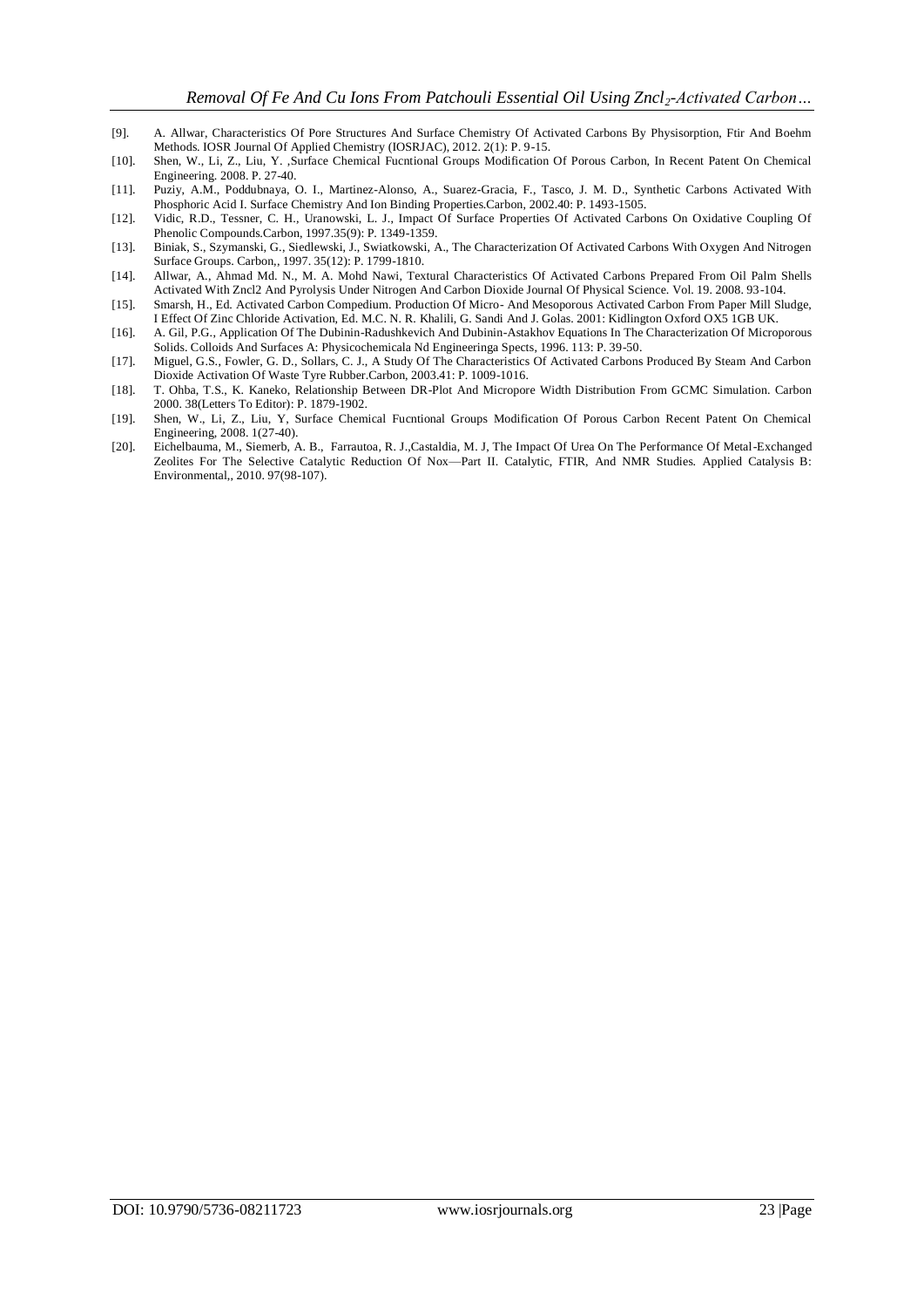[9]. A. Allwar, Characteristics Of Pore Structures And Surface Chemistry Of Activated Carbons By Physisorption, Ftir And Boehm Methods. IOSR Journal Of Applied Chemistry (IOSRJAC), 2012. 2(1): P. 9-15.

[10]. Shen, W., Li, Z., Liu, Y. ,Surface Chemical Fucntional Groups Modification Of Porous Carbon, In Recent Patent On Chemical Engineering. 2008. P. 27-40.

[11]. Puziy, A.M., Poddubnaya, O. I., Martinez-Alonso, A., Suarez-Gracia, F., Tasco, J. M. D., Synthetic Carbons Activated With Phosphoric Acid I. Surface Chemistry And Ion Binding Properties.Carbon, 2002.40: P. 1493-1505.

[12]. Vidic, R.D., Tessner, C. H., Uranowski, L. J., Impact Of Surface Properties Of Activated Carbons On Oxidative Coupling Of Phenolic Compounds.Carbon, 1997.35(9): P. 1349-1359.

[13]. Biniak, S., Szymanski, G., Siedlewski, J., Swiatkowski, A., The Characterization Of Activated Carbons With Oxygen And Nitrogen Surface Groups. Carbon,, 1997. 35(12): P. 1799-1810.

[14]. Allwar, A., Ahmad Md. N., M. A. Mohd Nawi, Textural Characteristics Of Activated Carbons Prepared From Oil Palm Shells Activated With Zncl2 And Pyrolysis Under Nitrogen And Carbon Dioxide Journal Of Physical Science. Vol. 19. 2008. 93-104.

[15]. Smarsh, H., Ed. Activated Carbon Compedium. Production Of Micro- And Mesoporous Activated Carbon From Paper Mill Sludge, I Effect Of Zinc Chloride Activation, Ed. M.C. N. R. Khalili, G. Sandi And J. Golas. 2001: Kidlington Oxford OX5 1GB UK.

[16]. A. Gil, P.G., Application Of The Dubinin-Radushkevich And Dubinin-Astakhov Equations In The Characterization Of Microporous Solids. Colloids And Surfaces A: Physicochemicala Nd Engineeringa Spects, 1996. 113: P. 39-50.

[17]. Miguel, G.S., Fowler, G. D., Sollars, C. J., A Study Of The Characteristics Of Activated Carbons Produced By Steam And Carbon Dioxide Activation Of Waste Tyre Rubber.Carbon, 2003.41: P. 1009-1016.

[18]. T. Ohba, T.S., K. Kaneko, Relationship Between DR-Plot And Micropore Width Distribution From GCMC Simulation. Carbon 2000. 38(Letters To Editor): P. 1879-1902.

[19]. Shen, W., Li, Z., Liu, Y, Surface Chemical Fucntional Groups Modification Of Porous Carbon Recent Patent On Chemical Engineering, 2008. 1(27-40).

[20]. Eichelbauma, M., Siemerb, A. B., Farrautoa, R. J.,Castaldia, M. J, The Impact Of Urea On The Performance Of Metal-Exchanged Zeolites For The Selective Catalytic Reduction Of Nox—Part II. Catalytic, FTIR, And NMR Studies. Applied Catalysis B: Environmental,, 2010. 97(98-107).